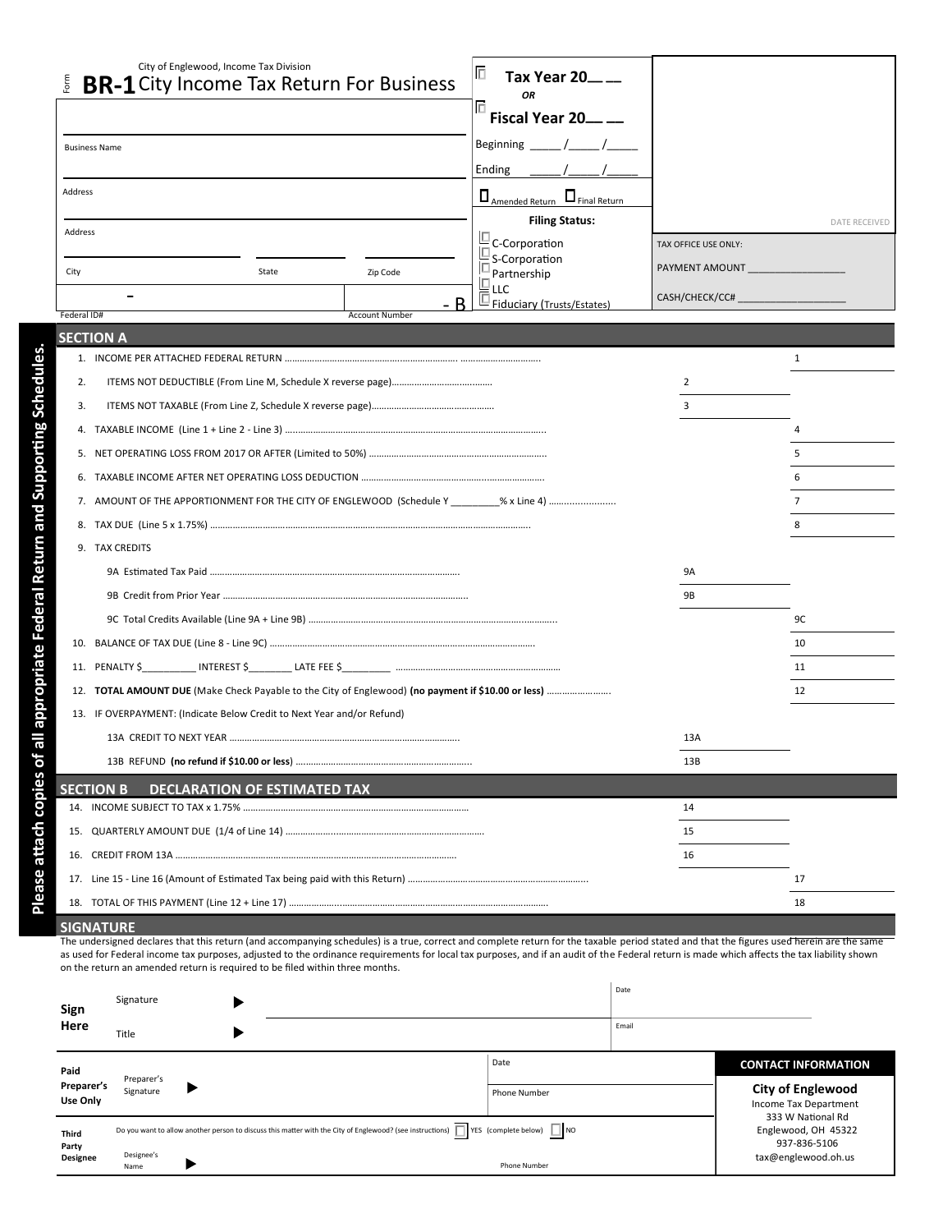Form **BR-1** City of Englewood, Income Tax Division

# City Income Tax Return For Business

☐ **Tax Year 20__ __**
*OR*
☐ **Fiscal Year 20__ __**

Beginning _____ /_____ /_____

Ending _____ /_____ /_____

☐ Amended Return ☐ Final Return

**Filing Status:**

☐ C-Corporation
☐ S-Corporation
☐ Partnership
☐ LLC
☐ Fiduciary (Trusts/Estates)

Business Name

Address

Address

City | State | Zip Code

Federal ID# | Account Number - B

DATE RECEIVED

TAX OFFICE USE ONLY:

PAYMENT AMOUNT _______________

CASH/CHECK/CC# _______________

Please attach copies of all appropriate Federal Return and Supporting Schedules.

## SECTION A

| | | | |
|---|---|---|---|
| 1. | INCOME PER ATTACHED FEDERAL RETURN | | 1 |
| 2. | ITEMS NOT DEDUCTIBLE (From Line M, Schedule X reverse page) | 2 | |
| 3. | ITEMS NOT TAXABLE (From Line Z, Schedule X reverse page) | 3 | |
| 4. | TAXABLE INCOME (Line 1 + Line 2 - Line 3) | | 4 |
| 5. | NET OPERATING LOSS FROM 2017 OR AFTER (Limited to 50%) | | 5 |
| 6. | TAXABLE INCOME AFTER NET OPERATING LOSS DEDUCTION | | 6 |
| 7. | AMOUNT OF THE APPORTIONMENT FOR THE CITY OF ENGLEWOOD (Schedule Y _________% x Line 4) | | 7 |
| 8. | TAX DUE (Line 5 x 1.75%) | | 8 |
| 9. | TAX CREDITS | | |
| | 9A Estimated Tax Paid | 9A | |
| | 9B Credit from Prior Year | 9B | |
| | 9C Total Credits Available (Line 9A + Line 9B) | | 9C |
| 10. | BALANCE OF TAX DUE (Line 8 - Line 9C) | | 10 |
| 11. | PENALTY $__________ INTEREST $________ LATE FEE $_________ | | 11 |
| 12. | **TOTAL AMOUNT DUE** (Make Check Payable to the City of Englewood) **(no payment if $10.00 or less)** | | 12 |
| 13. | IF OVERPAYMENT: (Indicate Below Credit to Next Year and/or Refund) | | |
| | 13A CREDIT TO NEXT YEAR | 13A | |
| | 13B REFUND **(no refund if $10.00 or less)** | 13B | |

## SECTION B DECLARATION OF ESTIMATED TAX

| | | | |
|---|---|---|---|
| 14. | INCOME SUBJECT TO TAX x 1.75% | 14 | |
| 15. | QUARTERLY AMOUNT DUE (1/4 of Line 14) | 15 | |
| 16. | CREDIT FROM 13A | 16 | |
| 17. | Line 15 - Line 16 (Amount of Estimated Tax being paid with this Return) | | 17 |
| 18. | TOTAL OF THIS PAYMENT (Line 12 + Line 17) | | 18 |

## SIGNATURE

The undersigned declares that this return (and accompanying schedules) is a true, correct and complete return for the taxable period stated and that the figures used herein are the same as used for Federal income tax purposes, adjusted to the ordinance requirements for local tax purposes, and if an audit of the Federal return is made which affects the tax liability shown on the return an amended return is required to be filed within three months.

**Sign Here**

Signature ▶ | Date

Title ▶ | Email

**Paid Preparer's Use Only**

Preparer's Signature ▶ | Date | Phone Number

**Third Party Designee**

Do you want to allow another person to discuss this matter with the City of Englewood? (see instructions) ☐ YES (complete below) ☐ NO

Designee's Name ▶ | Phone Number

**CONTACT INFORMATION**

**City of Englewood**
Income Tax Department
333 W National Rd
Englewood, OH 45322
937-836-5106
tax@englewood.oh.us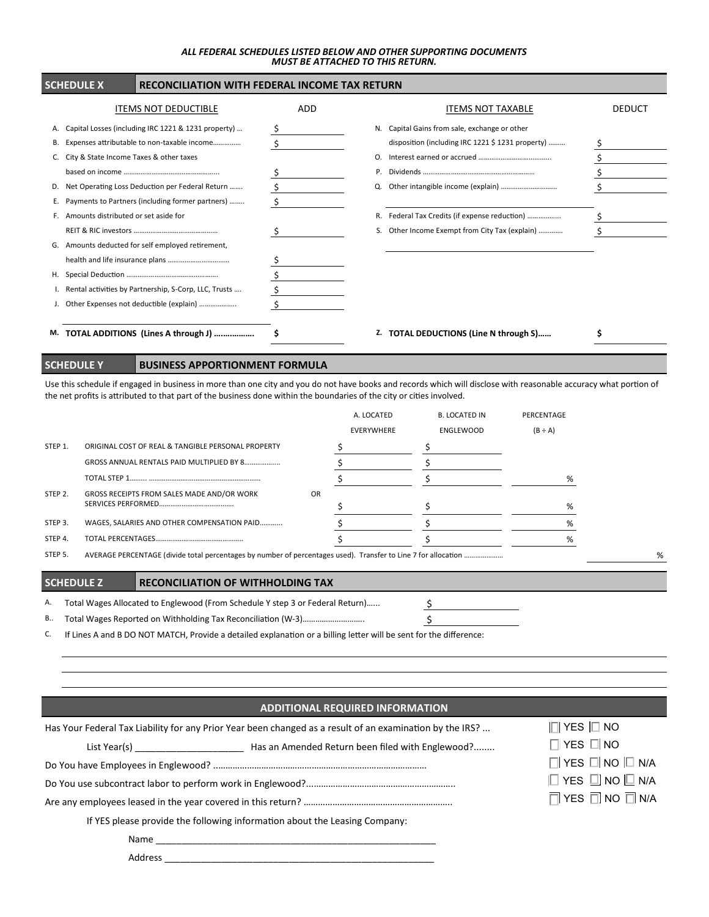***ALL FEDERAL SCHEDULES LISTED BELOW AND OTHER SUPPORTING DOCUMENTS MUST BE ATTACHED TO THIS RETURN.***

## SCHEDULE X — RECONCILIATION WITH FEDERAL INCOME TAX RETURN

| ITEMS NOT DEDUCTIBLE | ADD | ITEMS NOT TAXABLE | DEDUCT |
|---|---|---|---|
| A. Capital Losses (including IRC 1221 & 1231 property) ... | $ | N. Capital Gains from sale, exchange or other | |
| B. Expenses attributable to non-taxable income.............. | $ | disposition (including IRC 1221 $ 1231 property) ......... | $ |
| C. City & State Income Taxes & other taxes | | O. Interest earned or accrued ..................................... | $ |
| based on income ................................................ | $ | P. Dividends ......................................................... | $ |
| D. Net Operating Loss Deduction per Federal Return ....... | $ | Q. Other intangible income (explain) ............................ | $ |
| E. Payments to Partners (including former partners) ........ | $ | | |
| F. Amounts distributed or set aside for | | R. Federal Tax Credits (if expense reduction) .................. | $ |
| REIT & RIC investors ............................................ | $ | S. Other Income Exempt from City Tax (explain) ............ | $ |
| G. Amounts deducted for self employed retirement, | | | |
| health and life insurance plans ................................ | $ | | |
| H. Special Deduction ................................................ | $ | | |
| I. Rental activities by Partnership, S-Corp, LLC, Trusts .... | $ | | |
| J. Other Expenses not deductible (explain) .................... | $ | | |
| M. **TOTAL ADDITIONS (Lines A through J) ..................** | **$** | Z. **TOTAL DEDUCTIONS (Line N through S)......** | **$** |

## SCHEDULE Y — BUSINESS APPORTIONMENT FORMULA

Use this schedule if engaged in business in more than one city and you do not have books and records which will disclose with reasonable accuracy what portion of the net profits is attributed to that part of the business done within the boundaries of the city or cities involved.

| | | A. LOCATED EVERYWHERE | B. LOCATED IN ENGLEWOOD | PERCENTAGE (B ÷ A) |
|---|---|---|---|---|
| STEP 1. | ORIGINAL COST OF REAL & TANGIBLE PERSONAL PROPERTY | $ | $ | |
| | GROSS ANNUAL RENTALS PAID MULTIPLIED BY 8.................. | $ | $ | |
| | TOTAL STEP 1........ ......................................................... | $ | $ | % |
| STEP 2. | GROSS RECEIPTS FROM SALES MADE AND/OR WORK SERVICES PERFORMED...................................... OR | $ | $ | % |
| STEP 3. | WAGES, SALARIES AND OTHER COMPENSATION PAID........... | $ | $ | % |
| STEP 4. | TOTAL PERCENTAGES............................................. | $ | $ | % |
| STEP 5. | AVERAGE PERCENTAGE (divide total percentages by number of percentages used). Transfer to Line 7 for allocation .................... | | | % |

## SCHEDULE Z — RECONCILIATION OF WITHHOLDING TAX

A. Total Wages Allocated to Englewood (From Schedule Y step 3 or Federal Return)...... $ ____________

B.. Total Wages Reported on Withholding Tax Reconciliation (W-3)............................ $ ____________

C. If Lines A and B DO NOT MATCH, Provide a detailed explanation or a billing letter will be sent for the difference:

______________________________________________________________________

______________________________________________________________________

______________________________________________________________________

## ADDITIONAL REQUIRED INFORMATION

Has Your Federal Tax Liability for any Prior Year been changed as a result of an examination by the IRS? ... ☐ YES ☐ NO

List Year(s) ____________________ Has an Amended Return been filed with Englewood?........ ☐ YES ☐ NO

Do You have Employees in Englewood? ......................................................................................... ☐ YES ☐ NO ☐ N/A

Do You use subcontract labor to perform work in Englewood?............................................................ ☐ YES ☐ NO ☐ N/A

Are any employees leased in the year covered in this return? ............................................................ ☐ YES ☐ NO ☐ N/A

If YES please provide the following information about the Leasing Company:

Name ______________________________________________________

Address ____________________________________________________